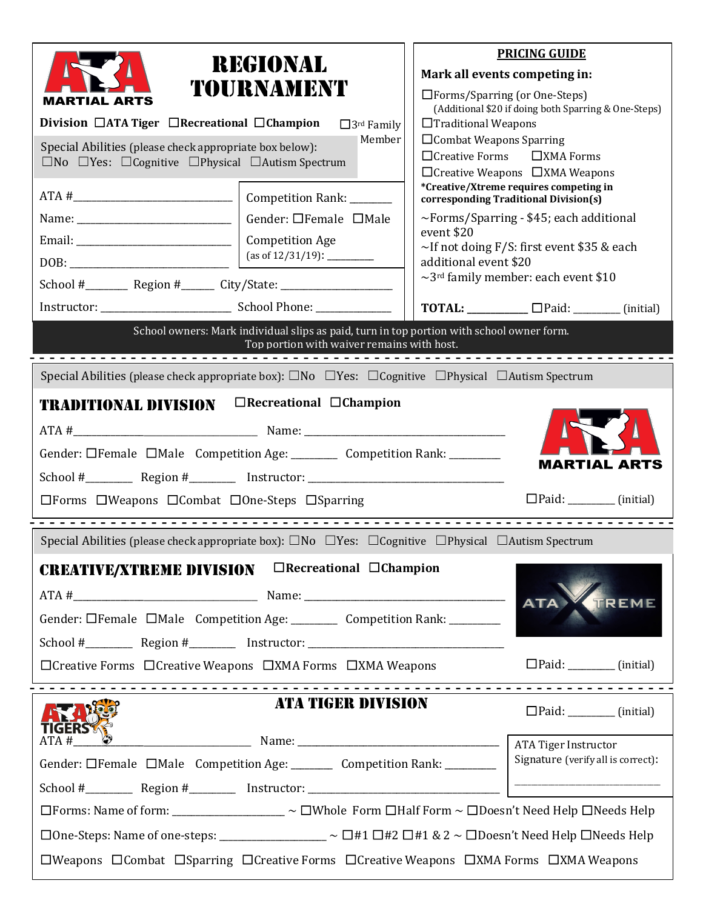# REGIONAL TOURNAMENT

ATA MARTIAL ARTS

**Division** ☐**ATA Tiger** ☐**Recreational** ☐**Champion** ☐3rd Family Member

Special Abilities (please check appropriate box below):
☐No ☐Yes: ☐Cognitive ☐Physical ☐Autism Spectrum

ATA #_______________________________

Name: ______________________________

Email: ______________________________

DOB: _______________________________

Competition Rank: ________

Gender: ☐Female ☐Male

Competition Age (as of 12/31/19): __________

School #________ Region #______ City/State: _____________________

Instructor: _________________________ School Phone: ______________

## PRICING GUIDE

**Mark all events competing in:**

☐Forms/Sparring (or One-Steps)
(Additional $20 if doing both Sparring & One-Steps)
☐Traditional Weapons
☐Combat Weapons Sparring
☐Creative Forms ☐XMA Forms
☐Creative Weapons ☐XMA Weapons

***Creative/Xtreme requires competing in corresponding Traditional Division(s)**

~Forms/Sparring - $45; each additional event $20
~If not doing F/S: first event $35 & each additional event $20
~3rd family member: each event $10

**TOTAL:** ___________ ☐Paid: _________ (initial)

School owners: Mark individual slips as paid, turn in top portion with school owner form. Top portion with waiver remains with host.

---

Special Abilities (please check appropriate box): ☐No ☐Yes: ☐Cognitive ☐Physical ☐Autism Spectrum

## TRADITIONAL DIVISION ☐Recreational ☐Champion

ATA #__________________________________ Name: ________________________________________

Gender: ☐Female ☐Male Competition Age: ________ Competition Rank: _________

School #________ Region #________ Instructor: _____________________________________

☐Forms ☐Weapons ☐Combat ☐One-Steps ☐Sparring

ATA MARTIAL ARTS

☐Paid: _________ (initial)

---

Special Abilities (please check appropriate box): ☐No ☐Yes: ☐Cognitive ☐Physical ☐Autism Spectrum

## CREATIVE/XTREME DIVISION ☐Recreational ☐Champion

ATA #__________________________________ Name: ________________________________________

Gender: ☐Female ☐Male Competition Age: ________ Competition Rank: _________

School #________ Region #________ Instructor: _____________________________________

☐Creative Forms ☐Creative Weapons ☐XMA Forms ☐XMA Weapons

ATA XTREME

☐Paid: _________ (initial)

---

## ATA TIGER DIVISION

ATA TIGERS

☐Paid: _________ (initial)

ATA #__________________________________ Name: ________________________________________

Gender: ☐Female ☐Male Competition Age: ________ Competition Rank: _________

School #________ Region #________ Instructor: _____________________________________

ATA Tiger Instructor Signature (verify all is correct):

_______________________________

☐Forms: Name of form: _____________________ ~ ☐Whole Form ☐Half Form ~ ☐Doesn't Need Help ☐Needs Help

☐One-Steps: Name of one-steps: ____________________ ~ ☐#1 ☐#2 ☐#1 & 2 ~ ☐Doesn't Need Help ☐Needs Help

☐Weapons ☐Combat ☐Sparring ☐Creative Forms ☐Creative Weapons ☐XMA Forms ☐XMA Weapons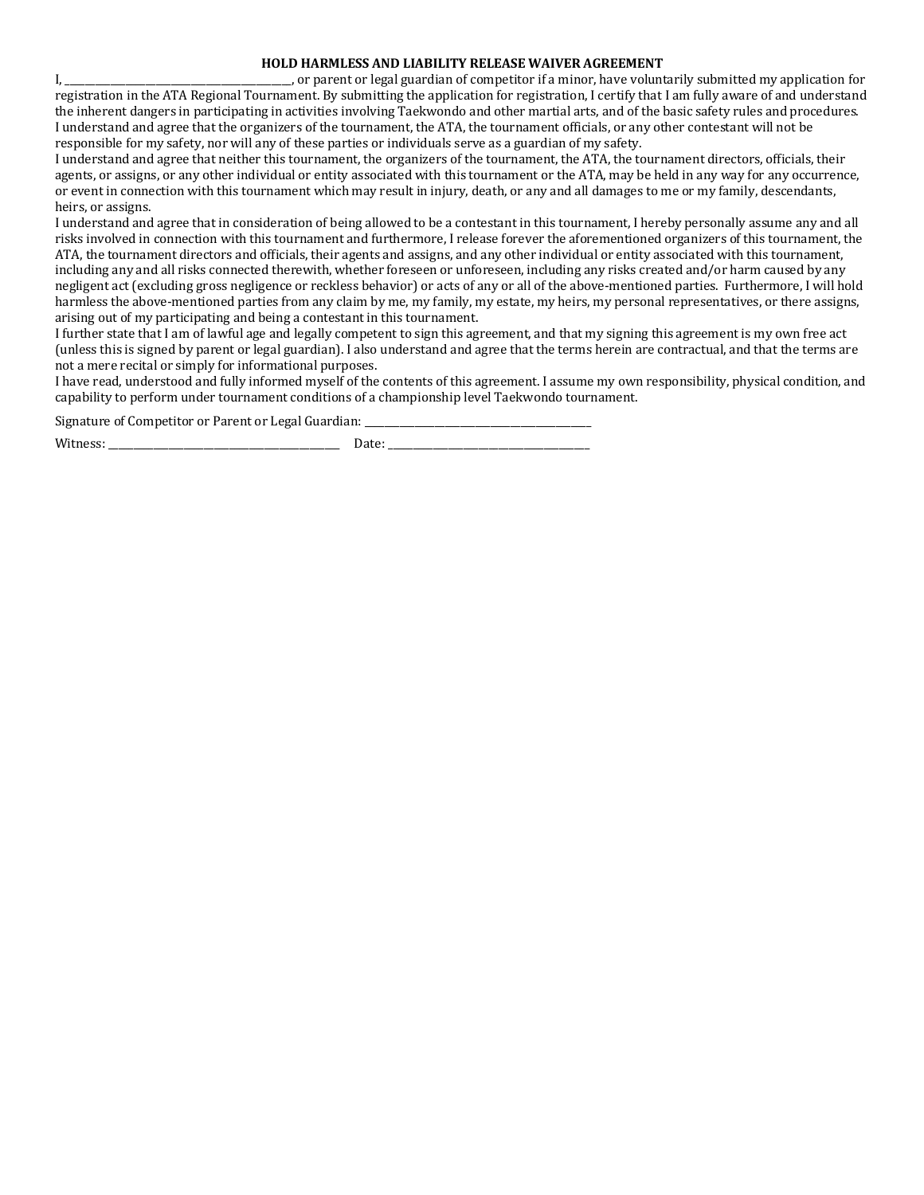**HOLD HARMLESS AND LIABILITY RELEASE WAIVER AGREEMENT**

I, _____________________________________________, or parent or legal guardian of competitor if a minor, have voluntarily submitted my application for registration in the ATA Regional Tournament. By submitting the application for registration, I certify that I am fully aware of and understand the inherent dangers in participating in activities involving Taekwondo and other martial arts, and of the basic safety rules and procedures. I understand and agree that the organizers of the tournament, the ATA, the tournament officials, or any other contestant will not be responsible for my safety, nor will any of these parties or individuals serve as a guardian of my safety.

I understand and agree that neither this tournament, the organizers of the tournament, the ATA, the tournament directors, officials, their agents, or assigns, or any other individual or entity associated with this tournament or the ATA, may be held in any way for any occurrence, or event in connection with this tournament which may result in injury, death, or any and all damages to me or my family, descendants, heirs, or assigns.

I understand and agree that in consideration of being allowed to be a contestant in this tournament, I hereby personally assume any and all risks involved in connection with this tournament and furthermore, I release forever the aforementioned organizers of this tournament, the ATA, the tournament directors and officials, their agents and assigns, and any other individual or entity associated with this tournament, including any and all risks connected therewith, whether foreseen or unforeseen, including any risks created and/or harm caused by any negligent act (excluding gross negligence or reckless behavior) or acts of any or all of the above-mentioned parties. Furthermore, I will hold harmless the above-mentioned parties from any claim by me, my family, my estate, my heirs, my personal representatives, or there assigns, arising out of my participating and being a contestant in this tournament.

I further state that I am of lawful age and legally competent to sign this agreement, and that my signing this agreement is my own free act (unless this is signed by parent or legal guardian). I also understand and agree that the terms herein are contractual, and that the terms are not a mere recital or simply for informational purposes.

I have read, understood and fully informed myself of the contents of this agreement. I assume my own responsibility, physical condition, and capability to perform under tournament conditions of a championship level Taekwondo tournament.

Signature of Competitor or Parent or Legal Guardian: _____________________________________________

Witness: _____________________________________________ Date: _______________________________________